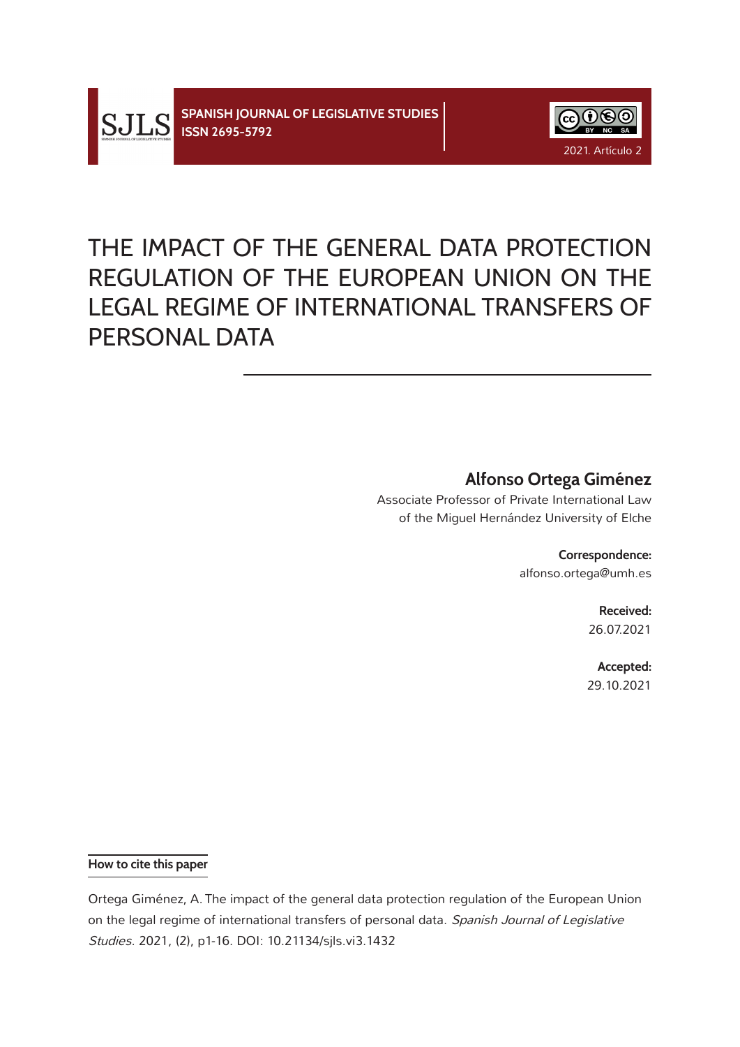# THE IMPACT OF THE GENERAL DATA PROTECTION REGULATION OF THE EUROPEAN UNION ON THE LEGAL REGIME OF INTERNATIONAL TRANSFERS OF PERSONAL DATA

**Alfonso Ortega Giménez**

Associate Professor of Private International Law
of the Miguel Hernández University of Elche

**Correspondence:**
alfonso.ortega@umh.es

**Received:**
26.07.2021

**Accepted:**
29.10.2021

**How to cite this paper**

Ortega Giménez, A. The impact of the general data protection regulation of the European Union on the legal regime of international transfers of personal data. *Spanish Journal of Legislative Studies*. 2021, (2), p1-16. DOI: 10.21134/sjls.vi3.1432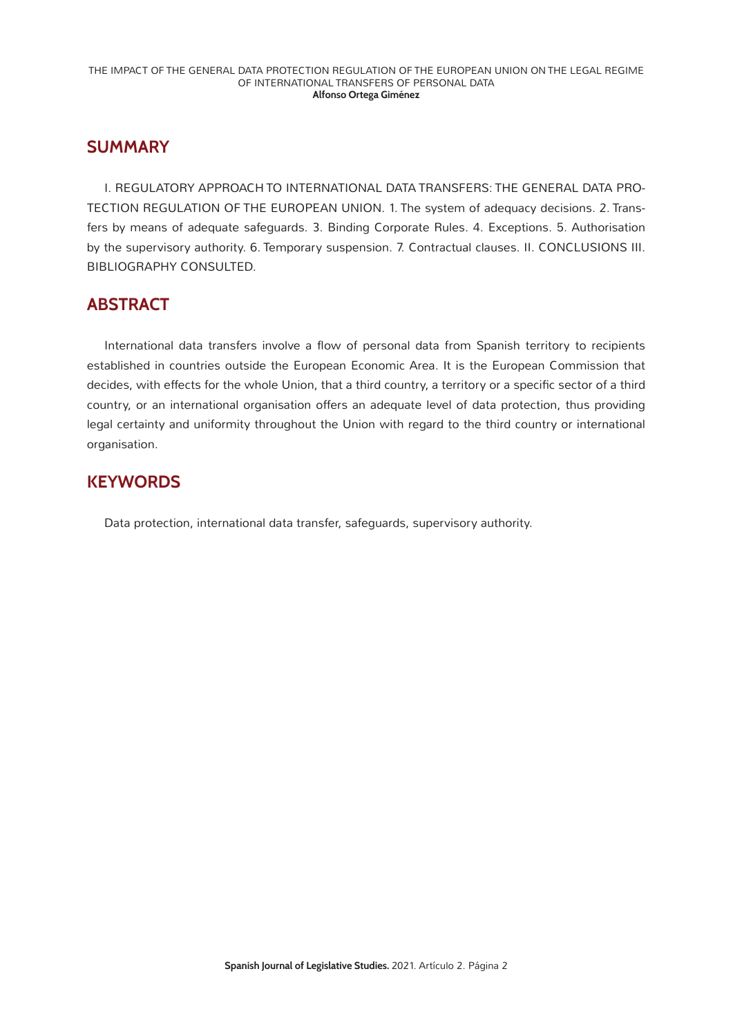## SUMMARY

I. REGULATORY APPROACH TO INTERNATIONAL DATA TRANSFERS: THE GENERAL DATA PROTECTION REGULATION OF THE EUROPEAN UNION. 1. The system of adequacy decisions. 2. Transfers by means of adequate safeguards. 3. Binding Corporate Rules. 4. Exceptions. 5. Authorisation by the supervisory authority. 6. Temporary suspension. 7. Contractual clauses. II. CONCLUSIONS III. BIBLIOGRAPHY CONSULTED.

## ABSTRACT

International data transfers involve a flow of personal data from Spanish territory to recipients established in countries outside the European Economic Area. It is the European Commission that decides, with effects for the whole Union, that a third country, a territory or a specific sector of a third country, or an international organisation offers an adequate level of data protection, thus providing legal certainty and uniformity throughout the Union with regard to the third country or international organisation.

## KEYWORDS

Data protection, international data transfer, safeguards, supervisory authority.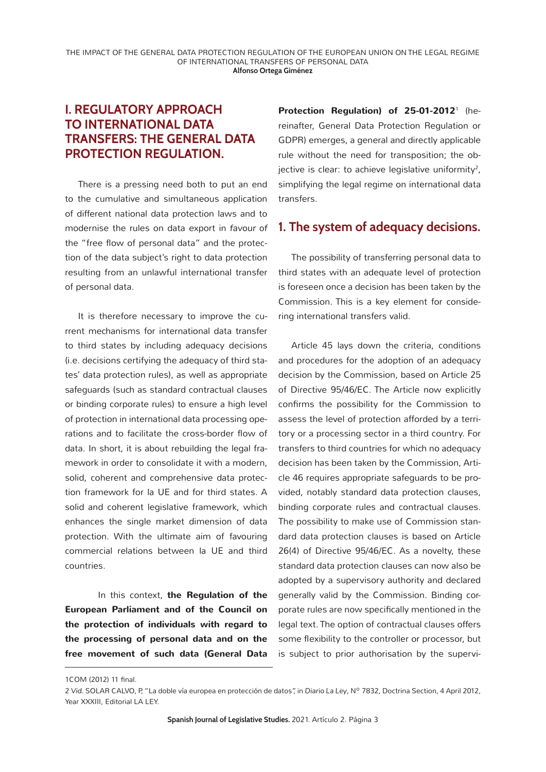## I. REGULATORY APPROACH TO INTERNATIONAL DATA TRANSFERS: THE GENERAL DATA PROTECTION REGULATION.

There is a pressing need both to put an end to the cumulative and simultaneous application of different national data protection laws and to modernise the rules on data export in *favour of* the "free flow of personal data" and the protection of the data subject's right to data protection resulting from an unlawful international transfer of personal data.

It is therefore necessary to improve the current mechanisms for international data transfer to third states by including adequacy decisions (i.e. decisions certifying the adequacy of third states' data protection rules), as well as appropriate safeguards (such as standard contractual clauses or binding corporate rules) to ensure a high level of protection in international data processing operations and to facilitate the cross-border flow of data. In short, it is about rebuilding the legal framework in order to consolidate it with a modern, solid, coherent and comprehensive data protection framework for la UE and for third states. A solid and coherent legislative framework, which enhances the single market dimension of data protection. With the ultimate aim of favouring commercial relations between la UE and third countries.

In this context, **the Regulation of the European Parliament and of the Council on the protection of individuals with regard to the processing of personal data and on the free movement of such data (General Data Protection Regulation) of 25-01-2012**[1] (hereinafter, General Data Protection Regulation or GDPR) emerges, a general and directly applicable rule without the need for transposition; the objective is clear: to achieve legislative uniformity[2], simplifying the legal regime on international data transfers.

### 1. The system of adequacy decisions.

The possibility of transferring personal data to third states with an adequate level of protection is foreseen once a decision has been taken by the Commission. This is a key element for considering international transfers valid.

Article 45 lays down the criteria, conditions and procedures for the adoption of an adequacy decision by the Commission, based on Article 25 of Directive 95/46/EC. The Article now explicitly confirms the possibility for the Commission to assess the level of protection afforded by a territory or a processing sector in a third country. For transfers to third countries for which no adequacy decision has been taken by the Commission, Article 46 requires appropriate safeguards to be provided, notably standard data protection clauses, binding corporate rules and contractual clauses. The possibility to make use of Commission standard data protection clauses is based on Article 26(4) of Directive 95/46/EC. As a novelty, these standard data protection clauses can now also be adopted by a supervisory authority and declared generally valid by the Commission. Binding corporate rules are now specifically mentioned in the legal text. The option of contractual clauses offers some flexibility to the controller or processor, but is subject to prior authorisation by the supervi-

---

1COM (2012) 11 final.

2 *Vid.* SOLAR CALVO, P., "La doble vía europea en protección de datos", in *Diario La Ley*, Nº 7832, Doctrina Section, 4 April 2012, Year XXXIII, Editorial LA LEY.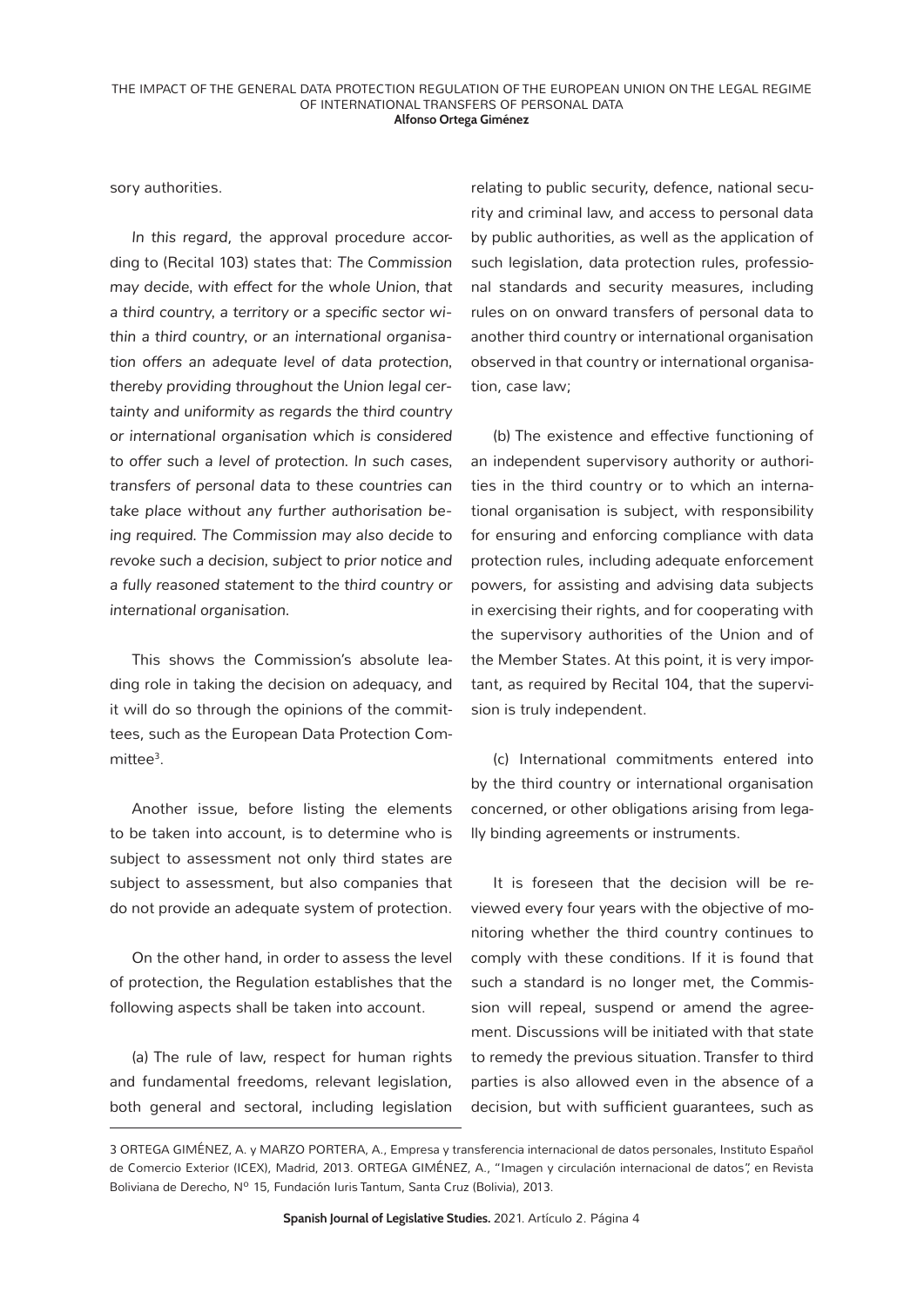sory authorities.

*In this regard*, the approval procedure according to (Recital 103) states that: *The Commission may decide, with effect for the whole Union, that a third country, a territory or a specific sector within a third country, or an international organisation offers an adequate level of data protection, thereby providing throughout the Union legal certainty and uniformity as regards the third country or international organisation which is considered to offer such a level of protection. In such cases, transfers of personal data to these countries can take place without any further authorisation being required. The Commission may also decide to revoke such a decision, subject to prior notice and a fully reasoned statement to the third country or international organisation.*

This shows the Commission's absolute leading role in taking the decision on adequacy, and it will do so through the opinions of the committees, such as the European Data Protection Committee[3].

Another issue, before listing the elements to be taken into account, is to determine who is subject to assessment not only third states are subject to assessment, but also companies that do not provide an adequate system of protection.

On the other hand, in order to assess the level of protection, the Regulation establishes that the following aspects shall be taken into account.

(a) The rule of law, respect for human rights and fundamental freedoms, relevant legislation, both general and sectoral, including legislation relating to public security, defence, national security and criminal law, and access to personal data by public authorities, as well as the application of such legislation, data protection rules, professional standards and security measures, including rules on on onward transfers of personal data to another third country or international organisation observed in that country or international organisation, case law;

(b) The existence and effective functioning of an independent supervisory authority or authorities in the third country or to which an international organisation is subject, with responsibility for ensuring and enforcing compliance with data protection rules, including adequate enforcement powers, for assisting and advising data subjects in exercising their rights, and for cooperating with the supervisory authorities of the Union and of the Member States. At this point, it is very important, as required by Recital 104, that the supervision is truly independent.

(c) International commitments entered into by the third country or international organisation concerned, or other obligations arising from legally binding agreements or instruments.

It is foreseen that the decision will be reviewed every four years with the objective of monitoring whether the third country continues to comply with these conditions. If it is found that such a standard is no longer met, the Commission will repeal, suspend or amend the agreement. Discussions will be initiated with that state to remedy the previous situation. Transfer to third parties is also allowed even in the absence of a decision, but with sufficient guarantees, such as

---

3 ORTEGA GIMÉNEZ, A. y MARZO PORTERA, A., Empresa y transferencia internacional de datos personales, Instituto Español de Comercio Exterior (ICEX), Madrid, 2013. ORTEGA GIMÉNEZ, A., "Imagen y circulación internacional de datos", en Revista Boliviana de Derecho, Nº 15, Fundación Iuris Tantum, Santa Cruz (Bolivia), 2013.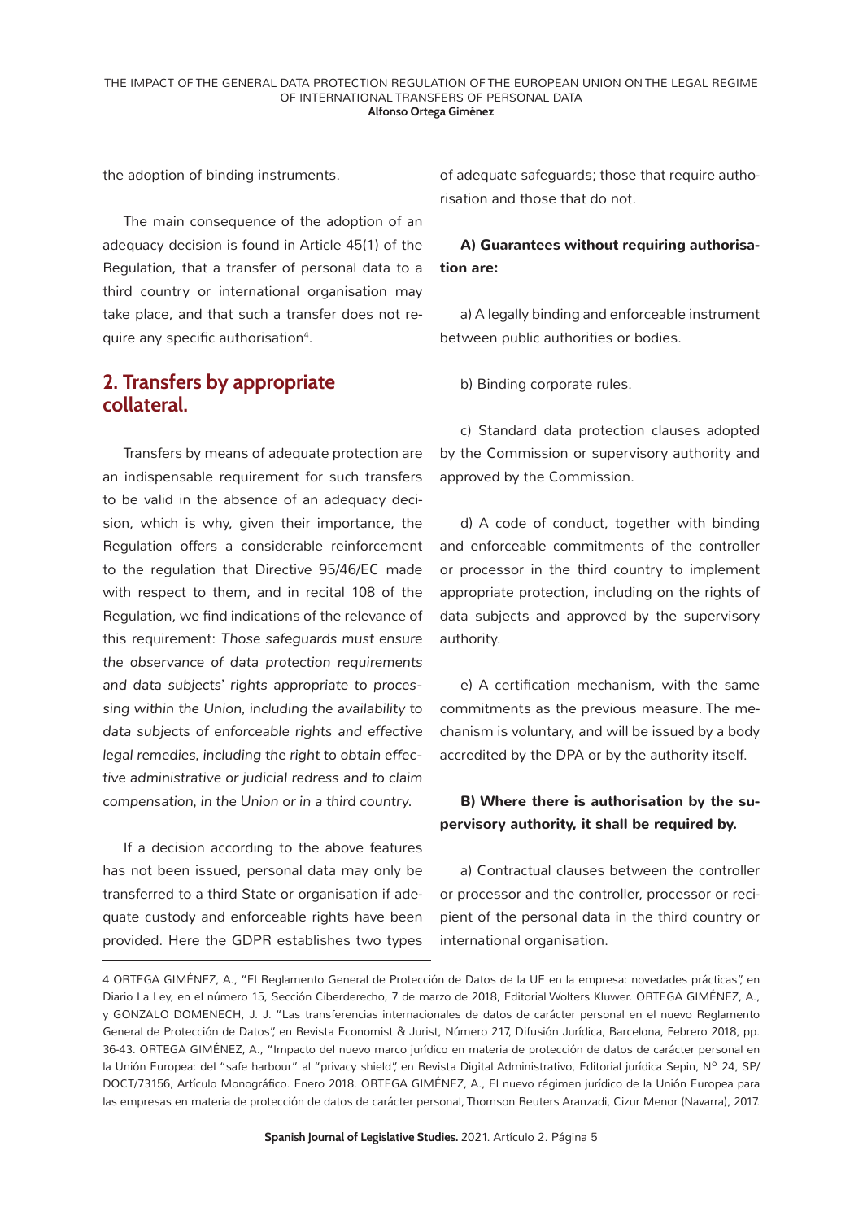the adoption of binding instruments.

The main consequence of the adoption of an adequacy decision is found in Article 45(1) of the Regulation, that a transfer of personal data to a third country or international organisation may take place, and that such a transfer does not require any specific authorisation[4].

## 2. Transfers by appropriate collateral.

Transfers by means of adequate protection are an indispensable requirement for such transfers to be valid in the absence of an adequacy decision, which is why, given their importance, the Regulation offers a considerable reinforcement to the regulation that Directive 95/46/EC made with respect to them, and in recital 108 of the Regulation, we find indications of the relevance of this requirement: *Those safeguards must ensure the observance of data protection requirements and data subjects' rights appropriate to processing within the Union, including the availability to data subjects of enforceable rights and effective legal remedies, including the right to obtain effective administrative or judicial redress and to claim compensation, in the Union or in a third country.*

If a decision according to the above features has not been issued, personal data may only be transferred to a third State or organisation if adequate custody and enforceable rights have been provided. Here the GDPR establishes two types of adequate safeguards; those that require authorisation and those that do not.

**A) Guarantees without requiring authorisation are:**

a) A legally binding and enforceable instrument between public authorities or bodies.

b) Binding corporate rules.

c) Standard data protection clauses adopted by the Commission or supervisory authority and approved by the Commission.

d) A code of conduct, together with binding and enforceable commitments of the controller or processor in the third country to implement appropriate protection, including on the rights of data subjects and approved by the supervisory authority.

e) A certification mechanism, with the same commitments as the previous measure. The mechanism is voluntary, and will be issued by a body accredited by the DPA or by the authority itself.

**B) Where there is authorisation by the supervisory authority, it shall be required by.**

a) Contractual clauses between the controller or processor and the controller, processor or recipient of the personal data in the third country or international organisation.

---

4 ORTEGA GIMÉNEZ, A., "El Reglamento General de Protección de Datos de la UE en la empresa: novedades prácticas", en Diario La Ley, en el número 15, Sección Ciberderecho, 7 de marzo de 2018, Editorial Wolters Kluwer. ORTEGA GIMÉNEZ, A., y GONZALO DOMENECH, J. J. "Las transferencias internacionales de datos de carácter personal en el nuevo Reglamento General de Protección de Datos", en Revista Economist & Jurist, Número 217, Difusión Jurídica, Barcelona, Febrero 2018, pp. 36-43. ORTEGA GIMÉNEZ, A., "Impacto del nuevo marco jurídico en materia de protección de datos de carácter personal en la Unión Europea: del "safe harbour" al "privacy shield", en Revista Digital Administrativo, Editorial jurídica Sepin, Nº 24, SP/DOCT/73156, Artículo Monográfico. Enero 2018. ORTEGA GIMÉNEZ, A., El nuevo régimen jurídico de la Unión Europea para las empresas en materia de protección de datos de carácter personal, Thomson Reuters Aranzadi, Cizur Menor (Navarra), 2017.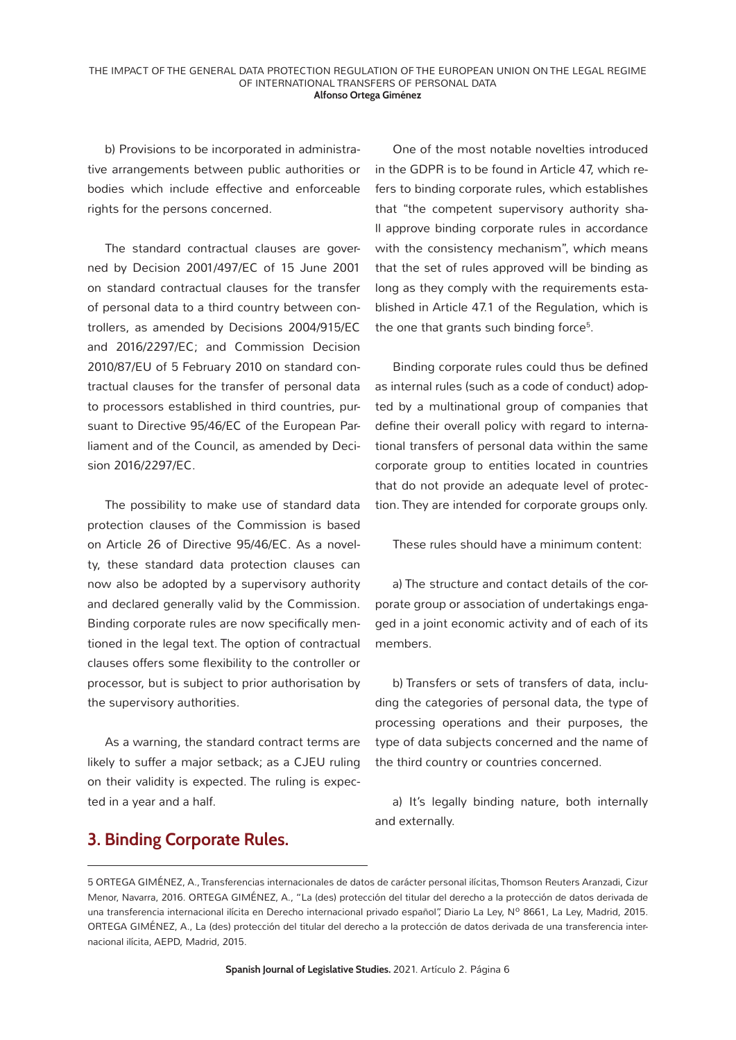b) Provisions to be incorporated in administrative arrangements between public authorities or bodies which include effective and enforceable rights for the persons concerned.

The standard contractual clauses are governed by Decision 2001/497/EC of 15 June 2001 on standard contractual clauses for the transfer of personal data to a third country between controllers, as amended by Decisions 2004/915/EC and 2016/2297/EC; and Commission Decision 2010/87/EU of 5 February 2010 on standard contractual clauses for the transfer of personal data to processors established in third countries, pursuant to Directive 95/46/EC of the European Parliament and of the Council, as amended by Decision 2016/2297/EC.

The possibility to make use of standard data protection clauses of the Commission is based on Article 26 of Directive 95/46/EC. As a novelty, these standard data protection clauses can now also be adopted by a supervisory authority and declared generally valid by the Commission. Binding corporate rules are now specifically mentioned in the legal text. The option of contractual clauses offers some flexibility to the controller or processor, but is subject to prior authorisation by the supervisory authorities.

As a warning, the standard contract terms are likely to suffer a major setback; as a CJEU ruling on their validity is expected. The ruling is expected in a year and a half.

## 3. Binding Corporate Rules.

One of the most notable novelties introduced in the GDPR is to be found in Article 47, which refers to binding corporate rules, which establishes that "the competent supervisory authority shall approve binding corporate rules in accordance with the consistency mechanism", *which* means that the set of rules approved will be binding as long as they comply with the requirements established in Article 47.1 of the Regulation, which is the one that grants such binding force[5].

Binding corporate rules could thus be defined as internal rules (such as a code of conduct) adopted by a multinational group of companies that define their overall policy with regard to international transfers of personal data within the same corporate group to entities located in countries that do not provide an adequate level of protection. They are intended for corporate groups only.

These rules should have a minimum content:

a) The structure and contact details of the corporate group or association of undertakings engaged in a joint economic activity and of each of its members.

b) Transfers or sets of transfers of data, including the categories of personal data, the type of processing operations and their purposes, the type of data subjects concerned and the name of the third country or countries concerned.

a) It's legally binding nature, both internally and externally.

---

5 ORTEGA GIMÉNEZ, A., Transferencias internacionales de datos de carácter personal ilícitas, Thomson Reuters Aranzadi, Cizur Menor, Navarra, 2016. ORTEGA GIMÉNEZ, A., "La (des) protección del titular del derecho a la protección de datos derivada de una transferencia internacional ilícita en Derecho internacional privado español", Diario La Ley, Nº 8661, La Ley, Madrid, 2015. ORTEGA GIMÉNEZ, A., La (des) protección del titular del derecho a la protección de datos derivada de una transferencia internacional ilícita, AEPD, Madrid, 2015.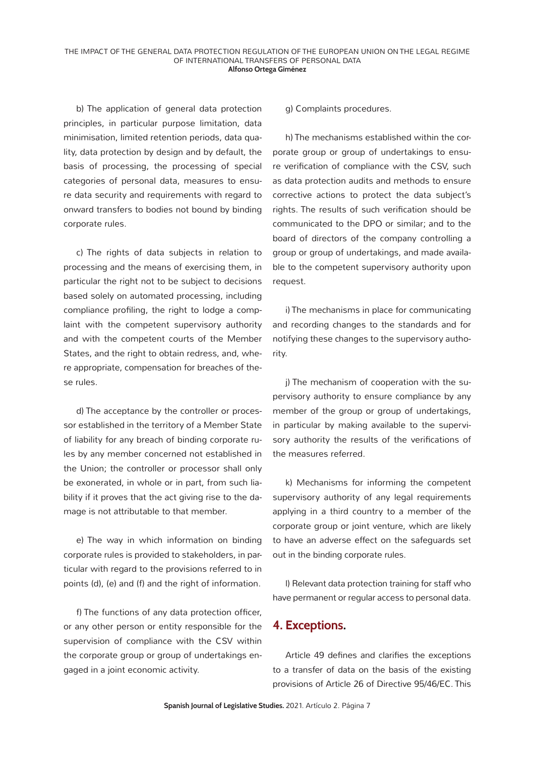b) The application of general data protection principles, in particular purpose limitation, data minimisation, limited retention periods, data quality, data protection by design and by default, the basis of processing, the processing of special categories of personal data, measures to ensure data security and requirements with regard to onward transfers to bodies not bound by binding corporate rules.

c) The rights of data subjects in relation to processing and the means of exercising them, in particular the right not to be subject to decisions based solely on automated processing, including compliance profiling, the right to lodge a complaint with the competent supervisory authority and with the competent courts of the Member States, and the right to obtain redress, and, where appropriate, compensation for breaches of these rules.

d) The acceptance by the controller or processor established in the territory of a Member State of liability for any breach of binding corporate rules by any member concerned not established in the Union; the controller or processor shall only be exonerated, in whole or in part, from such liability if it proves that the act giving rise to the damage is not attributable to that member.

e) The way in which information on binding corporate rules is provided to stakeholders, in particular with regard to the provisions referred to in points (d), (e) and (f) and the right of information.

f) The functions of any data protection officer, or any other person or entity responsible for the supervision of compliance with the CSV within the corporate group or group of undertakings engaged in a joint economic activity.

g) Complaints procedures.

h) The mechanisms established within the corporate group or group of undertakings to ensure verification of compliance with the CSV, such as data protection audits and methods to ensure corrective actions to protect the data subject's rights. The results of such verification should be communicated to the DPO or similar; and to the board of directors of the company controlling a group or group of undertakings, and made available to the competent supervisory authority upon request.

i) The mechanisms in place for communicating and recording changes to the standards and for notifying these changes to the supervisory authority.

j) The mechanism of cooperation with the supervisory authority to ensure compliance by any member of the group or group of undertakings, in particular by making available to the supervisory authority the results of the verifications of the measures referred.

k) Mechanisms for informing the competent supervisory authority of any legal requirements applying in a third country to a member of the corporate group or joint venture, which are likely to have an adverse effect on the safeguards set out in the binding corporate rules.

l) Relevant data protection training for staff who have permanent or regular access to personal data.

## 4. Exceptions.

Article 49 defines and clarifies the exceptions to a transfer of data on the basis of the existing provisions of Article 26 of Directive 95/46/EC. This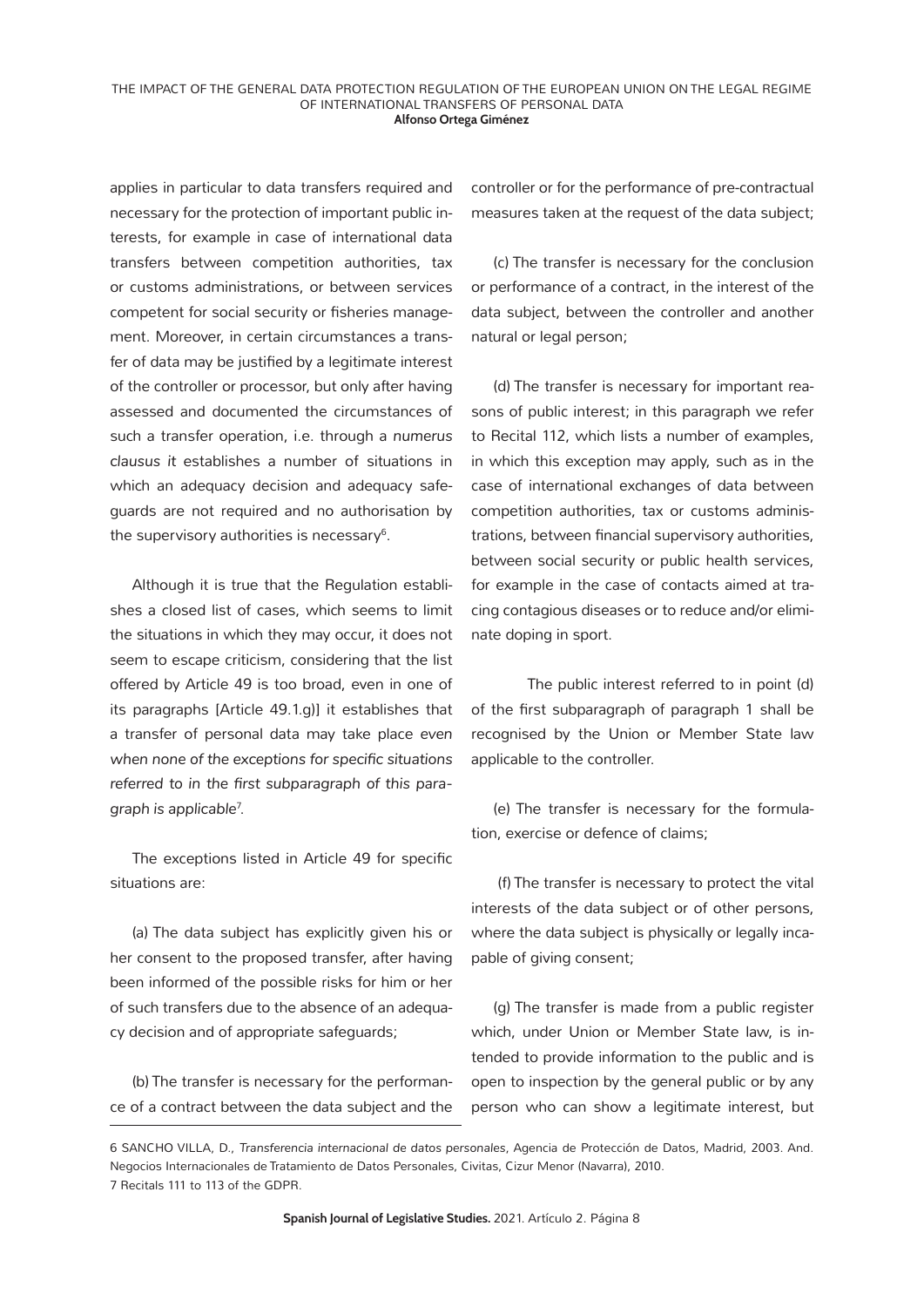applies in particular to data transfers required and necessary for the protection of important public interests, for example in case of international data transfers between competition authorities, tax or customs administrations, or between services competent for social security or fisheries management. Moreover, in certain circumstances a transfer of data may be justified by a legitimate interest of the controller or processor, but only after having assessed and documented the circumstances of such a transfer operation, i.e. through a *numerus clausus it* establishes a number of situations in which an adequacy decision and adequacy safeguards are not required and no authorisation by the supervisory authorities is necessary[6].

Although it is true that the Regulation establishes a closed list of cases, which seems to limit the situations in which they may occur, it does not seem to escape criticism, considering that the list offered by Article 49 is too broad, even in one of its paragraphs [Article 49.1.g)] it establishes that a transfer of personal data may take place *even when none of the exceptions for specific situations referred to in the first subparagraph of this paragraph is applicable*[7].

The exceptions listed in Article 49 for specific situations are:

(a) The data subject has explicitly given his or her consent to the proposed transfer, after having been informed of the possible risks for him or her of such transfers due to the absence of an adequacy decision and of appropriate safeguards;

(b) The transfer is necessary for the performance of a contract between the data subject and the controller or for the performance of pre-contractual measures taken at the request of the data subject;

(c) The transfer is necessary for the conclusion or performance of a contract, in the interest of the data subject, between the controller and another natural or legal person;

(d) The transfer is necessary for important reasons of public interest; in this paragraph we refer to Recital 112, which lists a number of examples, in which this exception may apply, such as in the case of international exchanges of data between competition authorities, tax or customs administrations, between financial supervisory authorities, between social security or public health services, for example in the case of contacts aimed at tracing contagious diseases or to reduce and/or eliminate doping in sport.

The public interest referred to in point (d) of the first subparagraph of paragraph 1 shall be recognised by the Union or Member State law applicable to the controller.

(e) The transfer is necessary for the formulation, exercise or defence of claims;

(f) The transfer is necessary to protect the vital interests of the data subject or of other persons, where the data subject is physically or legally incapable of giving consent;

(g) The transfer is made from a public register which, under Union or Member State law, is intended to provide information to the public and is open to inspection by the general public or by any person who can show a legitimate interest, but

---

6 SANCHO VILLA, D., *Transferencia internacional de datos personales*, Agencia de Protección de Datos, Madrid, 2003. And. Negocios Internacionales de Tratamiento de Datos Personales, Civitas, Cizur Menor (Navarra), 2010.

7 Recitals 111 to 113 of the GDPR.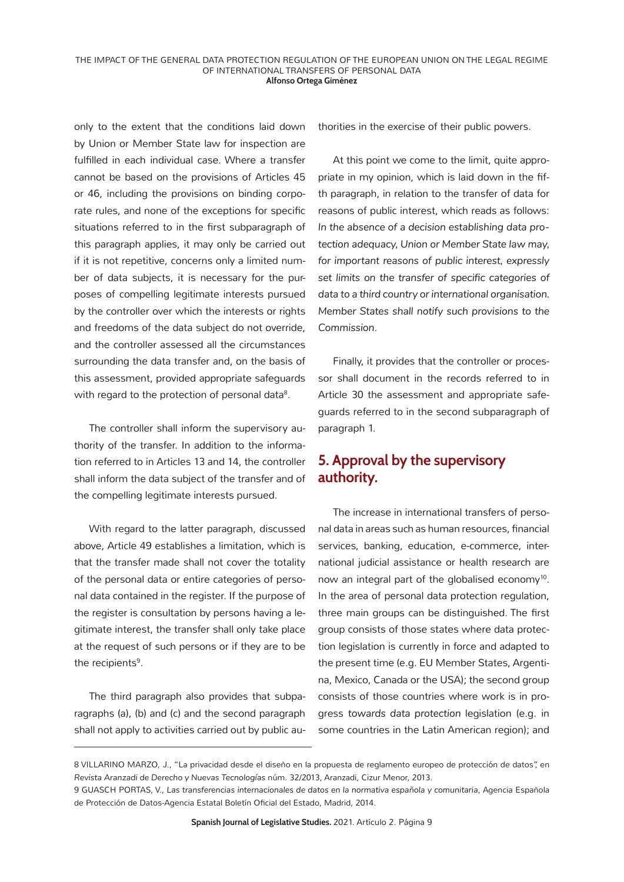only to the extent that the conditions laid down by Union or Member State law for inspection are fulfilled in each individual case. Where a transfer cannot be based on the provisions of Articles 45 or 46, including the provisions on binding corporate rules, and none of the exceptions for specific situations referred to in the first subparagraph of this paragraph applies, it may only be carried out if it is not repetitive, concerns only a limited number of data subjects, it is necessary for the purposes of compelling legitimate interests pursued by the controller over which the interests or rights and freedoms of the data subject do not override, and the controller assessed all the circumstances surrounding the data transfer and, on the basis of this assessment, provided appropriate safeguards with regard to the protection of personal data[8].

The controller shall inform the supervisory authority of the transfer. In addition to the information referred to in Articles 13 and 14, the controller shall inform the data subject of the transfer and of the compelling legitimate interests pursued.

With regard to the latter paragraph, discussed above, Article 49 establishes a limitation, which is that the transfer made shall not cover the totality of the personal data or entire categories of personal data contained in the register. If the purpose of the register is consultation by persons having a legitimate interest, the transfer shall only take place at the request of such persons or if they are to be the recipients[9].

The third paragraph also provides that subparagraphs (a), (b) and (c) and the second paragraph shall not apply to activities carried out by public authorities in the exercise of their public powers.

At this point we come to the limit, quite appropriate in my opinion, which is laid down in the fifth paragraph, in relation to the transfer of data for reasons of public interest, which reads as follows: *In the absence of a decision establishing data protection adequacy, Union or Member State law may, for important reasons of public interest, expressly set limits on the transfer of specific categories of data to a third country or international organisation. Member States shall notify such provisions to the Commission*.

Finally, it provides that the controller or processor shall document in the records referred to in Article 30 the assessment and appropriate safeguards referred to in the second subparagraph of paragraph 1.

## 5. Approval by the supervisory authority.

The increase in international transfers of personal data in areas such as human resources, financial services, banking, education, e-commerce, international judicial assistance or health research are now an integral part of the globalised economy[10]. In the area of personal data protection regulation, three main groups can be distinguished. The first group consists of those states where data protection legislation is currently in force and adapted to the present time (e.g. EU Member States, Argentina, Mexico, Canada or the USA); the second group consists of those countries where work is in progress *towards data protection* legislation (e.g. in some countries in the Latin American region); and

---

8 VILLARINO MARZO, J., "La privacidad desde el diseño en la propuesta de reglamento europeo de protección de datos", en *Revista Aranzadi de Derecho y Nuevas Tecnologías* núm. 32/2013, Aranzadi, Cizur Menor, 2013.

9 GUASCH PORTAS, V., *Las transferencias internacionales de datos en la normativa española y comunitaria*, Agencia Española de Protección de Datos-Agencia Estatal Boletín Oficial del Estado, Madrid, 2014.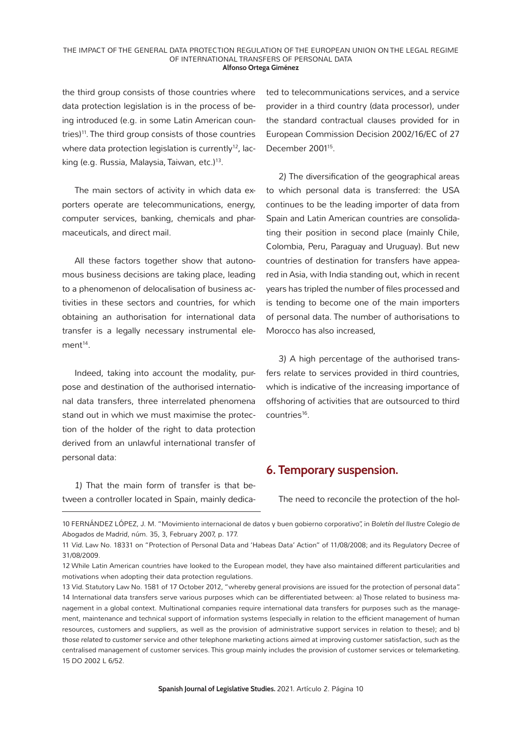the third group consists of those countries where data protection legislation is in the process of being introduced (e.g. in some Latin American countries)[11]. The third group consists of those countries where data protection legislation is currently[12], lacking (e.g. Russia, Malaysia, Taiwan, etc.)[13].

The main sectors of activity in which data exporters operate are telecommunications, energy, computer services, banking, chemicals and pharmaceuticals, and direct mail.

All these factors together show that autonomous business decisions are taking place, leading to a phenomenon of delocalisation of business activities in these sectors and countries, for which obtaining an authorisation for international data transfer is a legally necessary instrumental element[14].

Indeed, taking into account the modality, purpose and destination of the authorised international data transfers, three interrelated phenomena stand out in which we must maximise the protection of the holder of the right to data protection derived from an unlawful international transfer of personal data:

*1)* That the main form of transfer is that between a controller located in Spain, mainly dedicated to telecommunications services, and a service provider in a third country (data processor), under the standard contractual clauses provided for in European Commission Decision 2002/16/EC of 27 December 2001[15].

*2)* The diversification of the geographical areas to which personal data is transferred: the USA continues to be the leading importer of data from Spain and Latin American countries are consolidating their position in second place (mainly Chile, Colombia, Peru, Paraguay and Uruguay). But new countries of destination for transfers have appeared in Asia, with India standing out, which in recent years has tripled the number of files processed and is tending to become one of the main importers of personal data. The number of authorisations to Morocco has also increased,

*3)* A high percentage of the authorised transfers relate to services provided in third countries, which is indicative of the increasing importance of offshoring of activities that are outsourced to third countries[16].

## 6. Temporary suspension.

The need to reconcile the protection of the hol-

---

10 FERNÁNDEZ LÓPEZ, J. M. "Movimiento internacional de datos y buen gobierno corporativo", in *Boletín del Ilustre Colegio de Abogados de Madrid*, núm. 35, 3, February 2007, p. 177.

11 *Vid.* Law No. 18331 on "Protection of Personal Data and 'Habeas Data' Action" of 11/08/2008; and its Regulatory Decree of 31/08/2009.

12 While Latin American countries have looked to the European model, they have also maintained different particularities and motivations when adopting their data protection regulations.

13 *Vid.* Statutory Law No. 1581 of 17 October 2012, "whereby general provisions are issued for the protection of personal data".

14 International data transfers serve various purposes which can be differentiated between: a) Those related to business management in a global context. Multinational companies require international data transfers for purposes such as the management, maintenance and technical support of information systems (especially in relation to the efficient management of human resources, customers and suppliers, as well as the provision of administrative support services in relation to these); and b) those related to customer service and other telephone marketing actions aimed at improving customer satisfaction, such as the centralised management of customer services. This group mainly includes the provision of customer services or *telemarketing*.

15 *DO* 2002 L 6/52.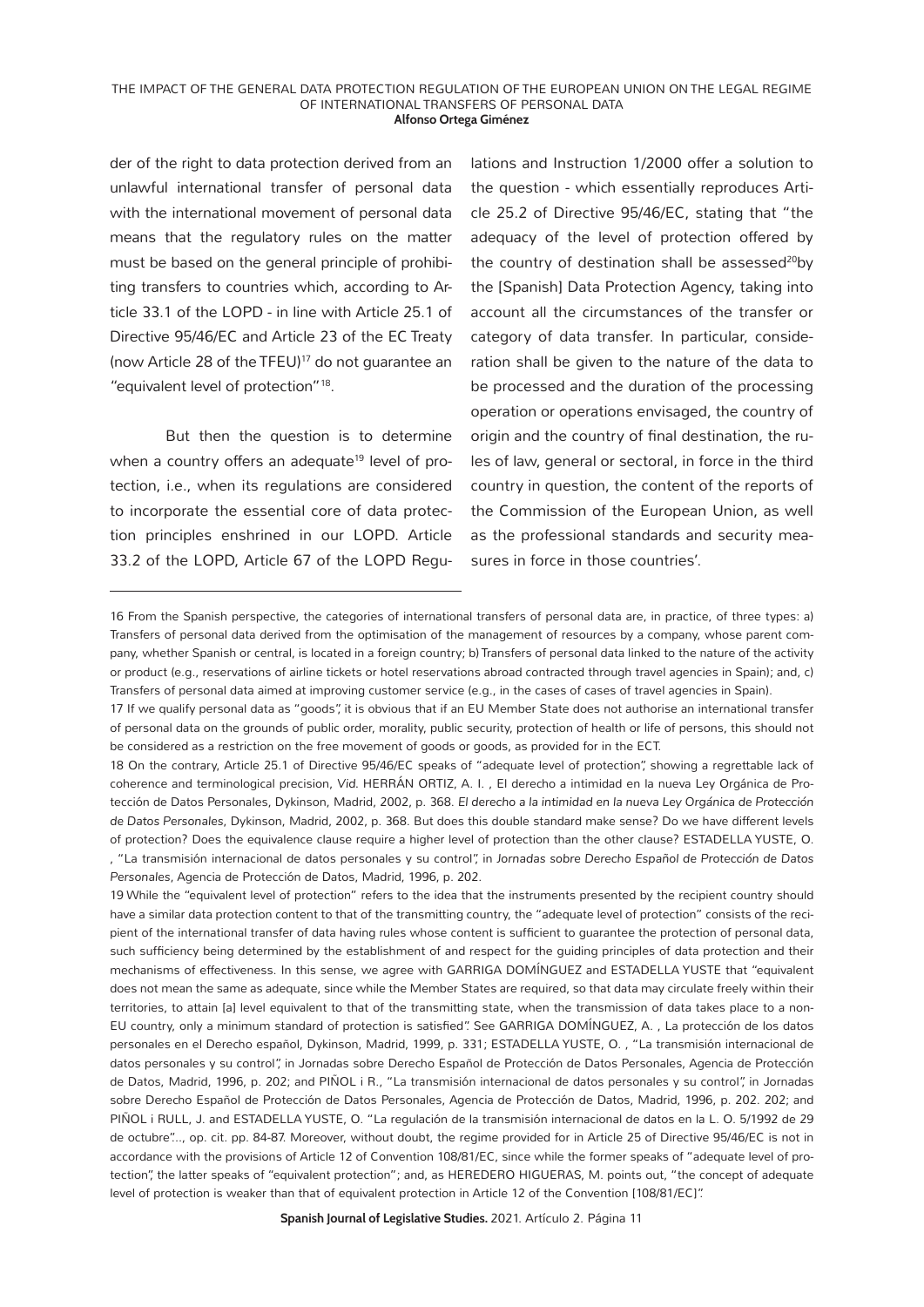der of the right to data protection derived from an unlawful international transfer of personal data with the international movement of personal data means that the regulatory rules on the matter must be based on the general principle of prohibiting transfers to countries which, according to Article 33.1 of the LOPD - in line with Article 25.1 of Directive 95/46/EC and Article 23 of the EC Treaty (now Article 28 of the TFEU)[17] do not guarantee an "equivalent level of protection"[18].

But then the question is to determine when a country offers an adequate[19] level of protection, i.e., when its regulations are considered to incorporate the essential core of data protection principles enshrined in our LOPD. Article 33.2 of the LOPD, Article 67 of the LOPD Regulations and Instruction 1/2000 offer a solution to the question - which essentially reproduces Article 25.2 of Directive 95/46/EC, stating that "the adequacy of the level of protection offered by the country of destination shall be assessed[20]by the [Spanish] Data Protection Agency, taking into account all the circumstances of the transfer or category of data transfer. In particular, consideration shall be given to the nature of the data to be processed and the duration of the processing operation or operations envisaged, the country of origin and the country of final destination, the rules of law, general or sectoral, in force in the third country in question, the content of the reports of the Commission of the European Union, as well as the professional standards and security measures in force in those countries'.

---

16 From the Spanish perspective, the categories of international transfers of personal data are, in practice, of three types: a) Transfers of personal data derived from the optimisation of the management of resources by a company, whose parent company, whether Spanish or central, is located in a foreign country; b) Transfers of personal data linked to the nature of the activity or product (e.g., reservations of airline tickets or hotel reservations abroad contracted through travel agencies in Spain); and, c) Transfers of personal data aimed at improving customer service (e.g., in the cases of cases of travel agencies in Spain).

17 If we qualify personal data as "goods", it is obvious that if an EU Member State does not authorise an international transfer of personal data on the grounds of public order, morality, public security, protection of health or life of persons, this should not be considered as a restriction on the free movement of goods or goods, as provided for in the ECT.

18 On the contrary, Article 25.1 of Directive 95/46/EC speaks of "adequate level of protection", showing a regrettable lack of coherence and terminological precision, *Vid.* HERRÁN ORTIZ, A. I. , El derecho a intimidad en la nueva Ley Orgánica de Protección de Datos Personales, Dykinson, Madrid, 2002, p. 368. *El derecho a la intimidad en la nueva Ley Orgánica de Protección de Datos Personales*, Dykinson, Madrid, 2002, p. 368. But does this double standard make sense? Do we have different levels of protection? Does the equivalence clause require a higher level of protection than the other clause? ESTADELLA YUSTE, O. , "La transmisión internacional de datos personales y su control", in *Jornadas sobre Derecho Español de Protección de Datos Personales*, Agencia de Protección de Datos, Madrid, 1996, p. 202.

19 While the "equivalent level of protection" refers to the idea that the instruments presented by the recipient country should have a similar data protection content to that of the transmitting country, the "adequate level of protection" consists of the recipient of the international transfer of data having rules whose content is sufficient to guarantee the protection of personal data, such sufficiency being determined by the establishment of and respect for the guiding principles of data protection and their mechanisms of effectiveness. In this sense, we agree with GARRIGA DOMÍNGUEZ and ESTADELLA YUSTE that "equivalent does not mean the same as adequate, since while the Member States are required, so that data may circulate freely within their territories, to attain [a] level equivalent to that of the transmitting state, when the transmission of data takes place to a non-EU country, only a minimum standard of protection is satisfied". See GARRIGA DOMÍNGUEZ, A. , La protección de los datos personales en el Derecho español, Dykinson, Madrid, 1999, p. 331; ESTADELLA YUSTE, O. , "La transmisión internacional de datos personales y su control", in Jornadas sobre Derecho Español de Protección de Datos Personales, Agencia de Protección de Datos, Madrid, 1996, p. 202; and PIÑOL i R., "La transmisión internacional de datos personales y su control", in Jornadas sobre Derecho Español de Protección de Datos Personales, Agencia de Protección de Datos, Madrid, 1996, p. 202. 202; and PIÑOL i RULL, J. and ESTADELLA YUSTE, O. "La regulación de la transmisión internacional de datos en la L. O. 5/1992 de 29 de octubre"..., op. cit. pp. 84-87. Moreover, without doubt, the regime provided for in Article 25 of Directive 95/46/EC is not in accordance with the provisions of Article 12 of Convention 108/81/EC, since while the former speaks of "adequate level of protection", the latter speaks of "equivalent protection"; and, as HEREDERO HIGUERAS, M. points out, "the concept of adequate level of protection is weaker than that of equivalent protection in Article 12 of the Convention [108/81/EC]".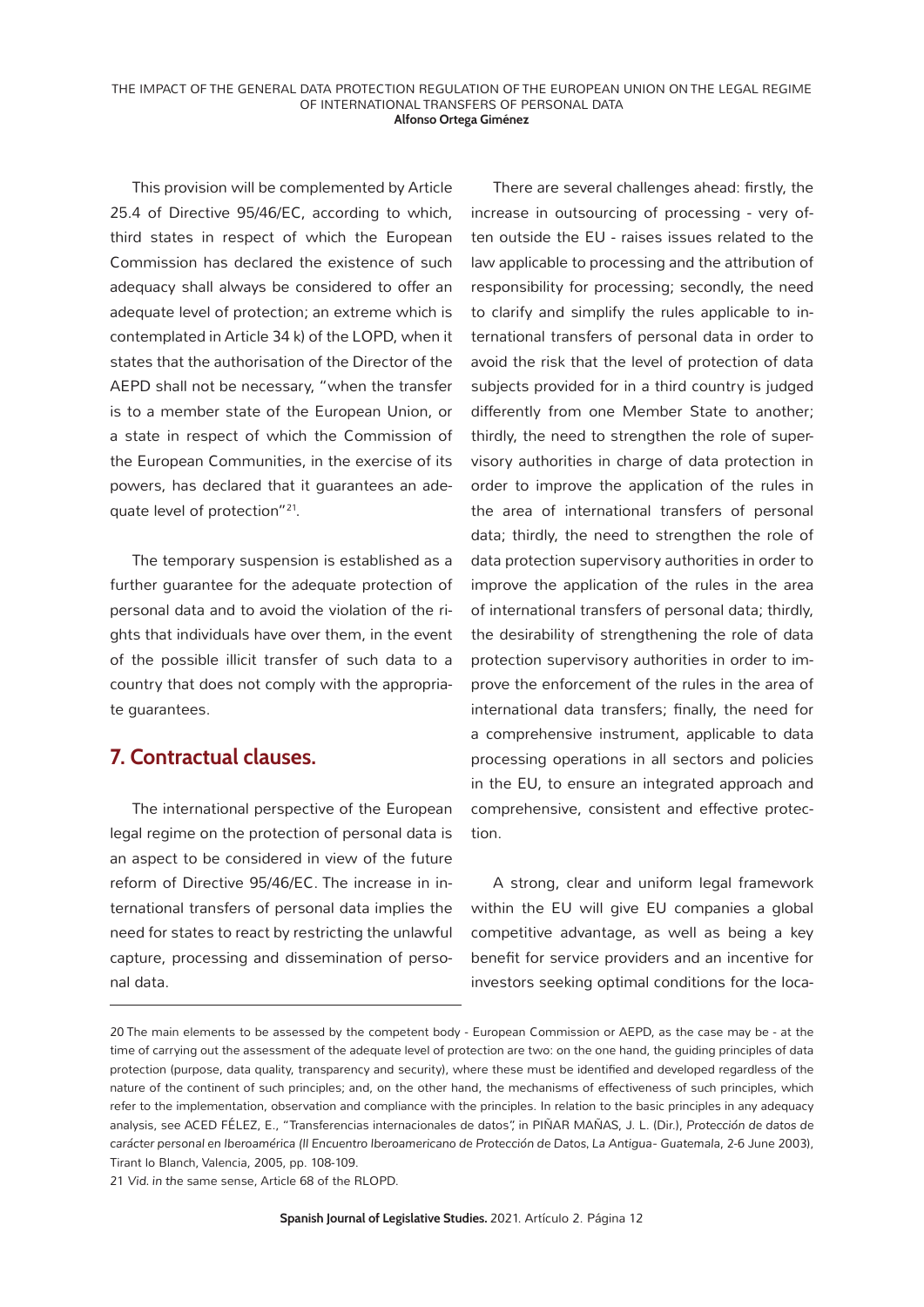This provision will be complemented by Article 25.4 of Directive 95/46/EC, according to which, third states in respect of which the European Commission has declared the existence of such adequacy shall always be considered to offer an adequate level of protection; an extreme which is contemplated in Article 34 k) of the LOPD, when it states that the authorisation of the Director of the AEPD shall not be necessary, "when the transfer is to a member state of the European Union, or a state in respect of which the Commission of the European Communities, in the exercise of its powers, has declared that it guarantees an adequate level of protection"[21].

The temporary suspension is established as a further guarantee for the adequate protection of personal data and to avoid the violation of the rights that individuals have over them, in the event of the possible illicit transfer of such data to a country that does not comply with the appropriate guarantees.

## 7. Contractual clauses.

The international perspective of the European legal regime on the protection of personal data is an aspect to be considered in view of the future reform of Directive 95/46/EC. The increase in international transfers of personal data implies the need for states to react by restricting the unlawful capture, processing and dissemination of personal data.

There are several challenges ahead: firstly, the increase in outsourcing of processing - very often outside the EU - raises issues related to the law applicable to processing and the attribution of responsibility for processing; secondly, the need to clarify and simplify the rules applicable to international transfers of personal data in order to avoid the risk that the level of protection of data subjects provided for in a third country is judged differently from one Member State to another; thirdly, the need to strengthen the role of supervisory authorities in charge of data protection in order to improve the application of the rules in the area of international transfers of personal data; thirdly, the need to strengthen the role of data protection supervisory authorities in order to improve the application of the rules in the area of international transfers of personal data; thirdly, the desirability of strengthening the role of data protection supervisory authorities in order to improve the enforcement of the rules in the area of international data transfers; finally, the need for a comprehensive instrument, applicable to data processing operations in all sectors and policies in the EU, to ensure an integrated approach and comprehensive, consistent and effective protection.

A strong, clear and uniform legal framework within the EU will give EU companies a global competitive advantage, as well as being a key benefit for service providers and an incentive for investors seeking optimal conditions for the loca-

---

20 The main elements to be assessed by the competent body - European Commission or AEPD, as the case may be - at the time of carrying out the assessment of the adequate level of protection are two: on the one hand, the guiding principles of data protection (purpose, data quality, transparency and security), where these must be identified and developed regardless of the nature of the continent of such principles; and, on the other hand, the mechanisms of effectiveness of such principles, which refer to the implementation, observation and compliance with the principles. In relation to the basic principles in any adequacy analysis, see ACED FÉLEZ, E., "Transferencias internacionales de datos", in PIÑAR MAÑAS, J. L. (Dir.), *Protección de datos de carácter personal en Iberoamérica (II Encuentro Iberoamericano de Protección de Datos, La Antigua- Guatemala, 2-6 June 2003)*, Tirant lo Blanch, Valencia, 2005, pp. 108-109.

21 *Vid. in* the same sense, Article 68 of the RLOPD.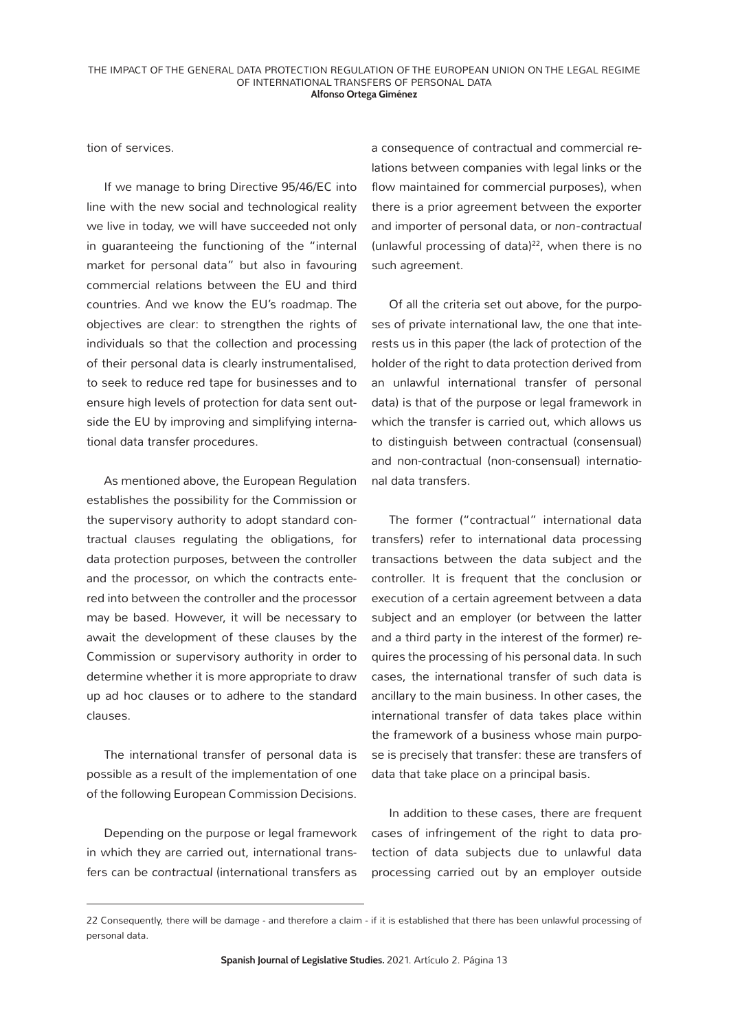tion of services.

If we manage to bring Directive 95/46/EC into line with the new social and technological reality we live in today, we will have succeeded not only in guaranteeing the functioning of the "internal market for personal data" but also in favouring commercial relations between the EU and third countries. And we know the EU's roadmap. The objectives are clear: to strengthen the rights of individuals so that the collection and processing of their personal data is clearly instrumentalised, to seek to reduce red tape for businesses and to ensure high levels of protection for data sent outside the EU by improving and simplifying international data transfer procedures.

As mentioned above, the European Regulation establishes the possibility for the Commission or the supervisory authority to adopt standard contractual clauses regulating the obligations, for data protection purposes, between the controller and the processor, on which the contracts entered into between the controller and the processor may be based. However, it will be necessary to await the development of these clauses by the Commission or supervisory authority in order to determine whether it is more appropriate to draw up ad hoc clauses or to adhere to the standard clauses.

The international transfer of personal data is possible as a result of the implementation of one of the following European Commission Decisions.

Depending on the purpose or legal framework in which they are carried out, international transfers can be *contractual* (international transfers as a consequence of contractual and commercial relations between companies with legal links or the flow maintained for commercial purposes), when there is a prior agreement between the exporter and importer of personal data, or *non-contractual* (unlawful processing of data)[22], when there is no such agreement.

Of all the criteria set out above, for the purposes of private international law, the one that interests us in this paper (the lack of protection of the holder of the right to data protection derived from an unlawful international transfer of personal data) is that of the purpose or legal framework in which the transfer is carried out, which allows us to distinguish between contractual (consensual) and non-contractual (non-consensual) international data transfers.

The former ("contractual" international data transfers) refer to international data processing transactions between the data subject and the controller. It is frequent that the conclusion or execution of a certain agreement between a data subject and an employer (or between the latter and a third party in the interest of the former) requires the processing of his personal data. In such cases, the international transfer of such data is ancillary to the main business. In other cases, the international transfer of data takes place within the framework of a business whose main purpose is precisely that transfer: these are transfers of data that take place on a principal basis.

In addition to these cases, there are frequent cases of infringement of the right to data protection of data subjects due to unlawful data processing carried out by an employer outside

---

22 Consequently, there will be damage - and therefore a claim - if it is established that there has been unlawful processing of personal data.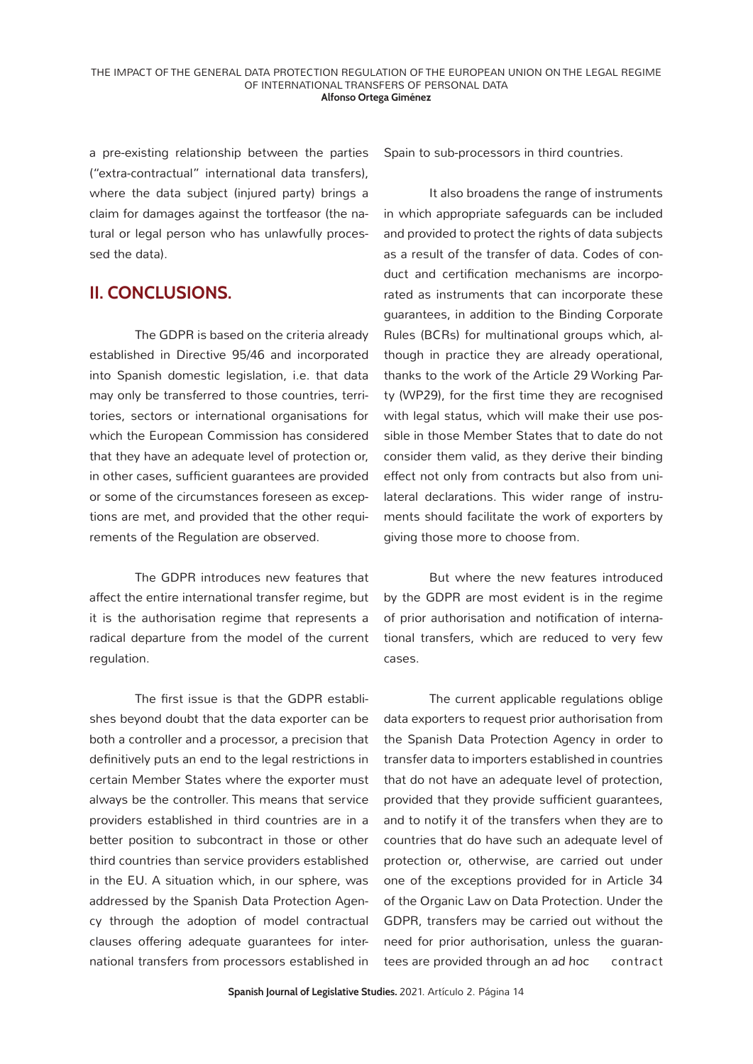a pre-existing relationship between the parties ("extra-contractual" international data transfers), where the data subject (injured party) brings a claim for damages against the tortfeasor (the natural or legal person who has unlawfully processed the data).

## II. CONCLUSIONS.

The GDPR is based on the criteria already established in Directive 95/46 and incorporated into Spanish domestic legislation, i.e. that data may only be transferred to those countries, territories, sectors or international organisations for which the European Commission has considered that they have an adequate level of protection or, in other cases, sufficient guarantees are provided or some of the circumstances foreseen as exceptions are met, and provided that the other requirements of the Regulation are observed.

The GDPR introduces new features that affect the entire international transfer regime, but it is the authorisation regime that represents a radical departure from the model of the current regulation.

The first issue is that the GDPR establishes beyond doubt that the data exporter can be both a controller and a processor, a precision that definitively puts an end to the legal restrictions in certain Member States where the exporter must always be the controller. This means that service providers established in third countries are in a better position to subcontract in those or other third countries than service providers established in the EU. A situation which, in our sphere, was addressed by the Spanish Data Protection Agency through the adoption of model contractual clauses offering adequate guarantees for international transfers from processors established in Spain to sub-processors in third countries.

It also broadens the range of instruments in which appropriate safeguards can be included and provided to protect the rights of data subjects as a result of the transfer of data. Codes of conduct and certification mechanisms are incorporated as instruments that can incorporate these guarantees, in addition to the Binding Corporate Rules (BCRs) for multinational groups which, although in practice they are already operational, thanks to the work of the Article 29 Working Party (WP29), for the first time they are recognised with legal status, which will make their use possible in those Member States that to date do not consider them valid, as they derive their binding effect not only from contracts but also from unilateral declarations. This wider range of instruments should facilitate the work of exporters by giving those more to choose from.

But where the new features introduced by the GDPR are most evident is in the regime of prior authorisation and notification of international transfers, which are reduced to very few cases.

The current applicable regulations oblige data exporters to request prior authorisation from the Spanish Data Protection Agency in order to transfer data to importers established in countries that do not have an adequate level of protection, provided that they provide sufficient guarantees, and to notify it of the transfers when they are to countries that do have such an adequate level of protection or, otherwise, are carried out under one of the exceptions provided for in Article 34 of the Organic Law on Data Protection. Under the GDPR, transfers may be carried out without the need for prior authorisation, unless the guarantees are provided through an *ad hoc* contract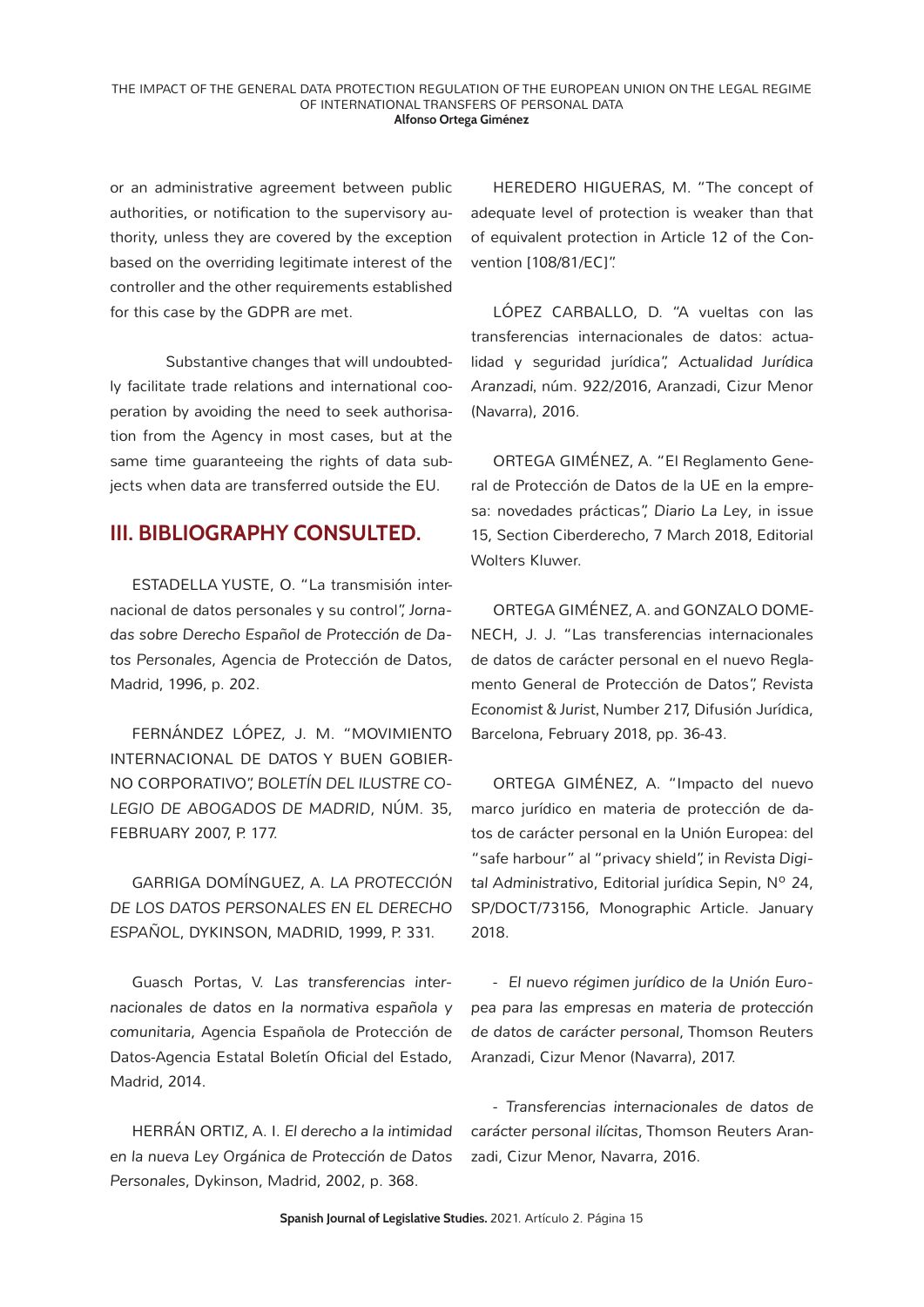or an administrative agreement between public authorities, or notification to the supervisory authority, unless they are covered by the exception based on the overriding legitimate interest of the controller and the other requirements established for this case by the GDPR are met.

Substantive changes that will undoubtedly facilitate trade relations and international cooperation by avoiding the need to seek authorisation from the Agency in most cases, but at the same time guaranteeing the rights of data subjects when data are transferred outside the EU.

## III. BIBLIOGRAPHY CONSULTED.

ESTADELLA YUSTE, O. "La transmisión internacional de datos personales y su control", *Jornadas sobre Derecho Español de Protección de Datos Personales*, Agencia de Protección de Datos, Madrid, 1996, p. 202.

FERNÁNDEZ LÓPEZ, J. M. "MOVIMIENTO INTERNACIONAL DE DATOS Y BUEN GOBIERNO CORPORATIVO", *BOLETÍN DEL ILUSTRE COLEGIO DE ABOGADOS DE MADRID*, NÚM. 35, FEBRUARY 2007, P. 177.

GARRIGA DOMÍNGUEZ, A. *LA PROTECCIÓN DE LOS DATOS PERSONALES EN EL DERECHO ESPAÑOL*, DYKINSON, MADRID, 1999, P. 331.

Guasch Portas, V. *Las transferencias internacionales de datos en la normativa española y comunitaria*, Agencia Española de Protección de Datos-Agencia Estatal Boletín Oficial del Estado, Madrid, 2014.

HERRÁN ORTIZ, A. I. *El derecho a la intimidad en la nueva Ley Orgánica de Protección de Datos Personales*, Dykinson, Madrid, 2002, p. 368.

HEREDERO HIGUERAS, M. "The concept of adequate level of protection is weaker than that of equivalent protection in Article 12 of the Convention [108/81/EC]".

LÓPEZ CARBALLO, D. "A vueltas con las transferencias internacionales de datos: actualidad y seguridad jurídica", *Actualidad Jurídica Aranzadi*, núm. 922/2016, Aranzadi, Cizur Menor (Navarra), 2016.

ORTEGA GIMÉNEZ, A. "El Reglamento General de Protección de Datos de la UE en la empresa: novedades prácticas", *Diario La Ley*, in issue 15, Section Ciberderecho, 7 March 2018, Editorial Wolters Kluwer.

ORTEGA GIMÉNEZ, A. and GONZALO DOMENECH, J. J. "Las transferencias internacionales de datos de carácter personal en el nuevo Reglamento General de Protección de Datos", *Revista Economist & Jurist*, Number 217, Difusión Jurídica, Barcelona, February 2018, pp. 36-43.

ORTEGA GIMÉNEZ, A. "Impacto del nuevo marco jurídico en materia de protección de datos de carácter personal en la Unión Europea: del "safe harbour" al "privacy shield", in *Revista Digital Administrativo*, Editorial jurídica Sepin, Nº 24, SP/DOCT/73156, Monographic Article. January 2018.

- *El nuevo régimen jurídico de la Unión Europea para las empresas en materia de protección de datos de carácter personal*, Thomson Reuters Aranzadi, Cizur Menor (Navarra), 2017.

- *Transferencias internacionales de datos de carácter personal ilícitas*, Thomson Reuters Aranzadi, Cizur Menor, Navarra, 2016.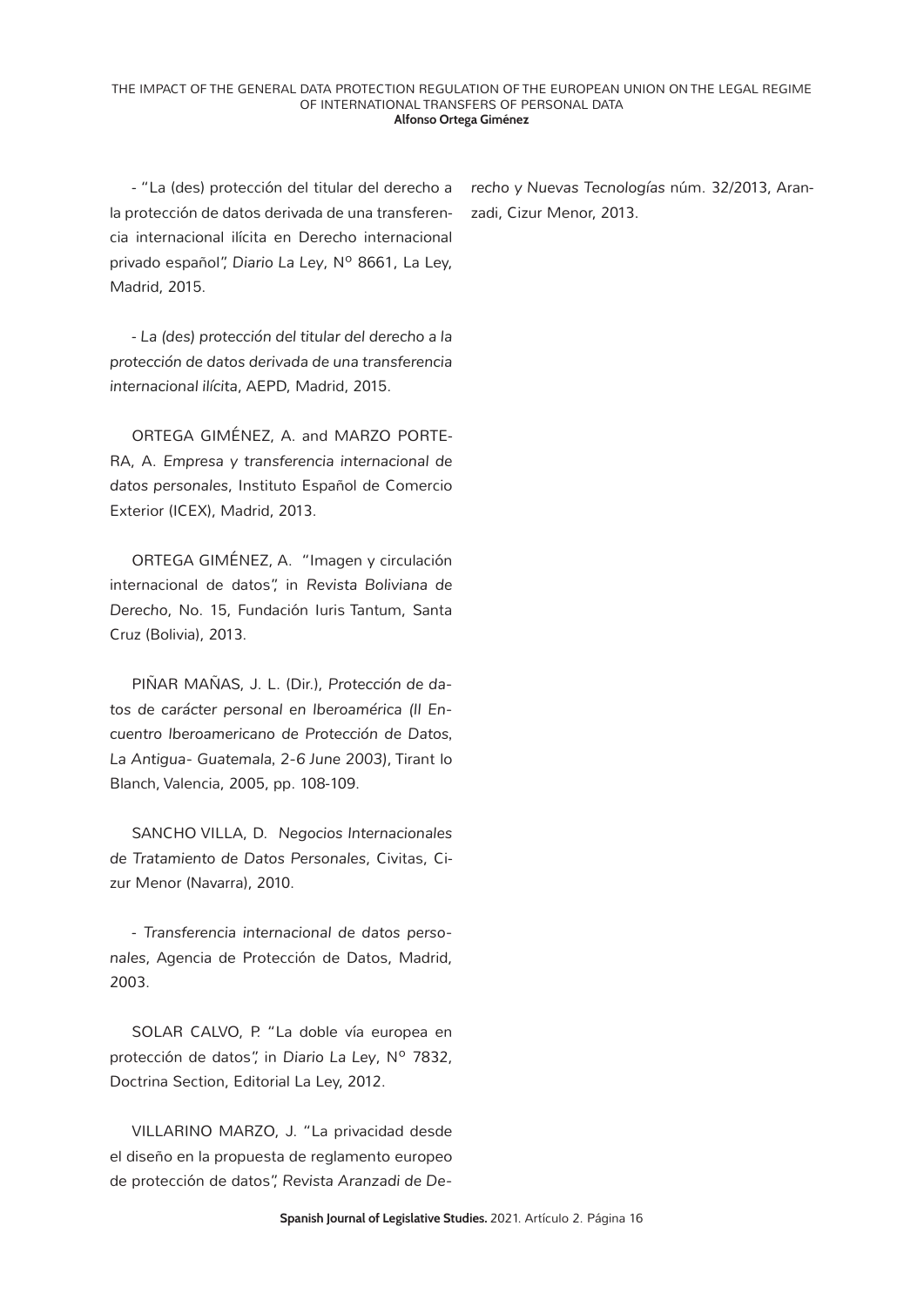- "La (des) protección del titular del derecho a la protección de datos derivada de una transferencia internacional ilícita en Derecho internacional privado español", *Diario La Ley*, Nº 8661, La Ley, Madrid, 2015.

- *La (des) protección del titular del derecho a la protección de datos derivada de una transferencia internacional ilícita*, AEPD, Madrid, 2015.

ORTEGA GIMÉNEZ, A. and MARZO PORTERA, A. *Empresa y transferencia internacional de datos personales*, Instituto Español de Comercio Exterior (ICEX), Madrid, 2013.

ORTEGA GIMÉNEZ, A. "Imagen y circulación internacional de datos", in *Revista Boliviana de Derecho*, No. 15, Fundación Iuris Tantum, Santa Cruz (Bolivia), 2013.

PIÑAR MAÑAS, J. L. (Dir.), *Protección de datos de carácter personal en Iberoamérica (II Encuentro Iberoamericano de Protección de Datos, La Antigua- Guatemala, 2-6 June 2003)*, Tirant lo Blanch, Valencia, 2005, pp. 108-109.

SANCHO VILLA, D. *Negocios Internacionales de Tratamiento de Datos Personales*, Civitas, Cizur Menor (Navarra), 2010.

- *Transferencia internacional de datos personales*, Agencia de Protección de Datos, Madrid, 2003.

SOLAR CALVO, P. "La doble vía europea en protección de datos", in *Diario La Ley*, Nº 7832, Doctrina Section, Editorial La Ley, 2012.

VILLARINO MARZO, J. "La privacidad desde el diseño en la propuesta de reglamento europeo de protección de datos", *Revista Aranzadi de Derecho y Nuevas Tecnologías* núm. 32/2013, Aranzadi, Cizur Menor, 2013.